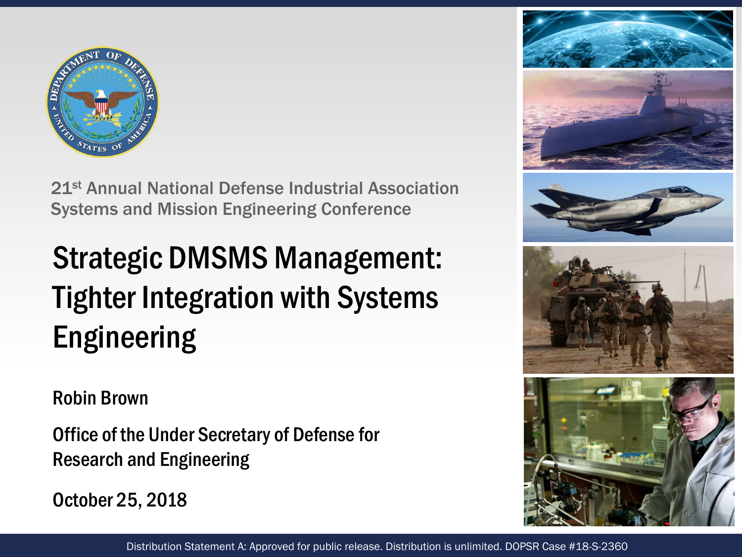21st Annual National Defense Industrial Association Systems and Mission Engineering Conference

# Strategic DMSMS Management: Tighter Integration with Systems Engineering

Robin Brown

Office of the Under Secretary of Defense for Research and Engineering

October 25, 2018

Distribution Statement A: Approved for public release. Distribution is unlimited. DOPSR Case #18-S-2360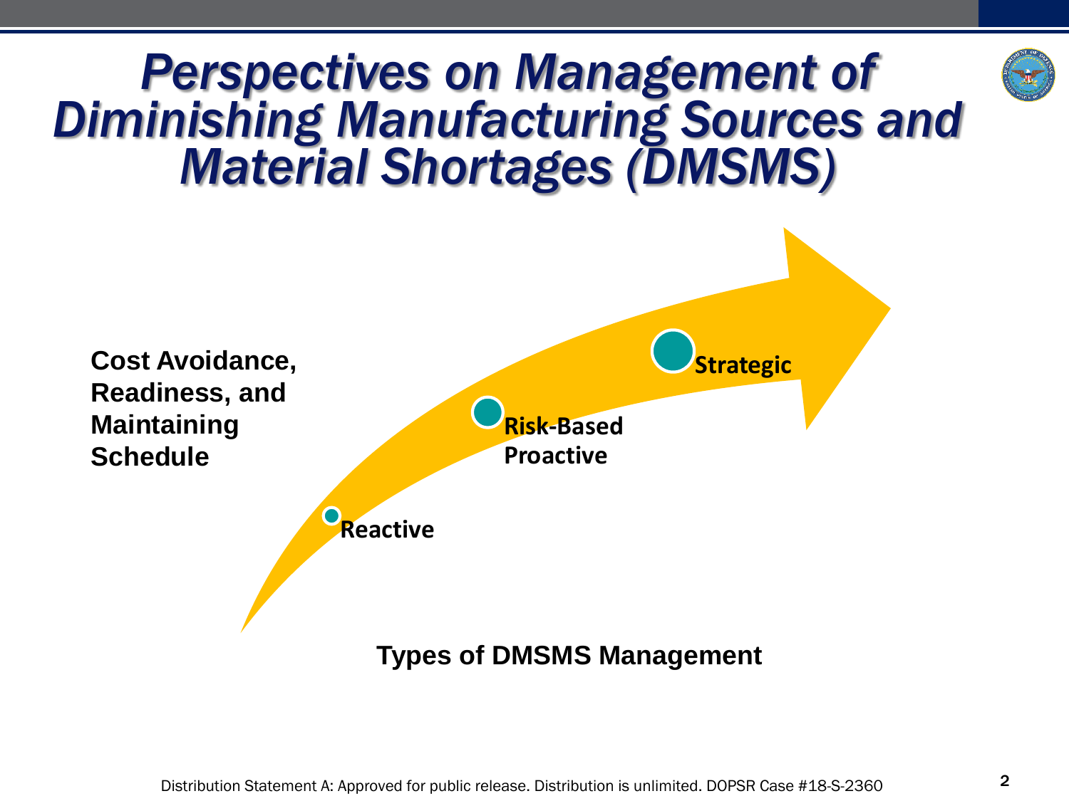# Perspectives on Management of Diminishing Manufacturing Sources and Material Shortages (DMSMS)

**Cost Avoidance, Readiness, and Maintaining Schedule**

**Reactive**

**Risk-Based Proactive**

**Strategic**

**Types of DMSMS Management**

Distribution Statement A: Approved for public release. Distribution is unlimited. DOPSR Case #18-S-2360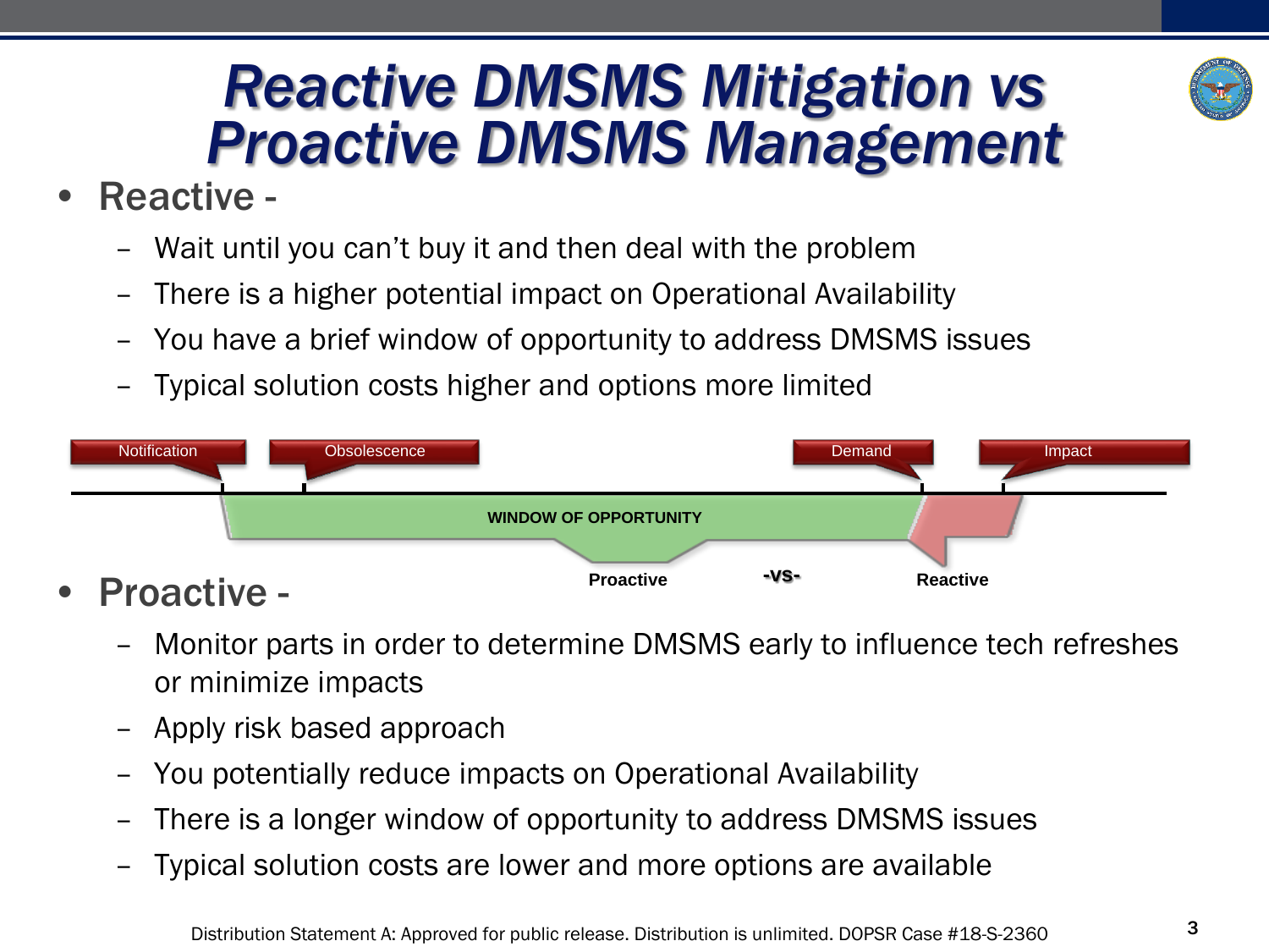# Reactive DMSMS Mitigation vs Proactive DMSMS Management

- **Reactive -**
  - Wait until you can't buy it and then deal with the problem
  - There is a higher potential impact on Operational Availability
  - You have a brief window of opportunity to address DMSMS issues
  - Typical solution costs higher and options more limited

Notification | Obsolescence | Demand | Impact

**WINDOW OF OPPORTUNITY**

**Proactive** **-vs-** **Reactive**

- **Proactive -**
  - Monitor parts in order to determine DMSMS early to influence tech refreshes or minimize impacts
  - Apply risk based approach
  - You potentially reduce impacts on Operational Availability
  - There is a longer window of opportunity to address DMSMS issues
  - Typical solution costs are lower and more options are available

Distribution Statement A: Approved for public release. Distribution is unlimited. DOPSR Case #18-S-2360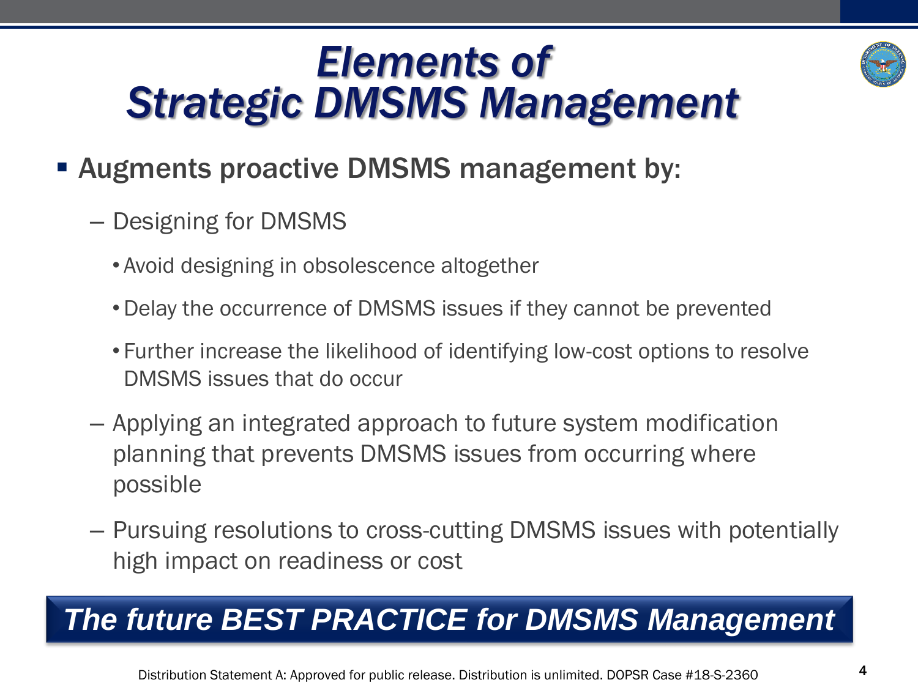# *Elements of Strategic DMSMS Management*

- **Augments proactive DMSMS management by:**
  - Designing for DMSMS
    - Avoid designing in obsolescence altogether
    - Delay the occurrence of DMSMS issues if they cannot be prevented
    - Further increase the likelihood of identifying low-cost options to resolve DMSMS issues that do occur
  - Applying an integrated approach to future system modification planning that prevents DMSMS issues from occurring where possible
  - Pursuing resolutions to cross-cutting DMSMS issues with potentially high impact on readiness or cost

***The future BEST PRACTICE for DMSMS Management***

Distribution Statement A: Approved for public release. Distribution is unlimited. DOPSR Case #18-S-2360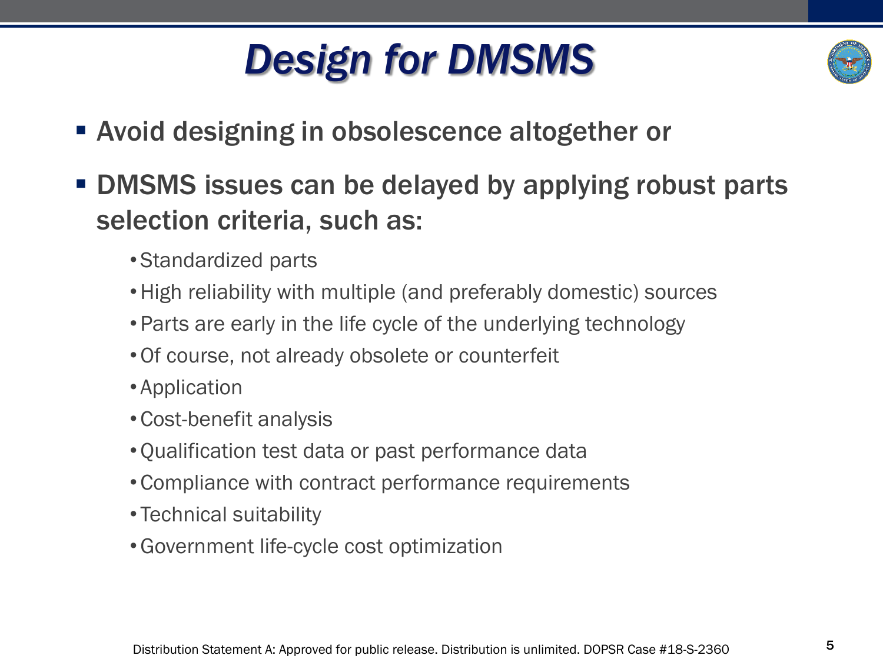# *Design for DMSMS*

- Avoid designing in obsolescence altogether or
- DMSMS issues can be delayed by applying robust parts selection criteria, such as:
  - Standardized parts
  - High reliability with multiple (and preferably domestic) sources
  - Parts are early in the life cycle of the underlying technology
  - Of course, not already obsolete or counterfeit
  - Application
  - Cost-benefit analysis
  - Qualification test data or past performance data
  - Compliance with contract performance requirements
  - Technical suitability
  - Government life-cycle cost optimization

Distribution Statement A: Approved for public release. Distribution is unlimited. DOPSR Case #18-S-2360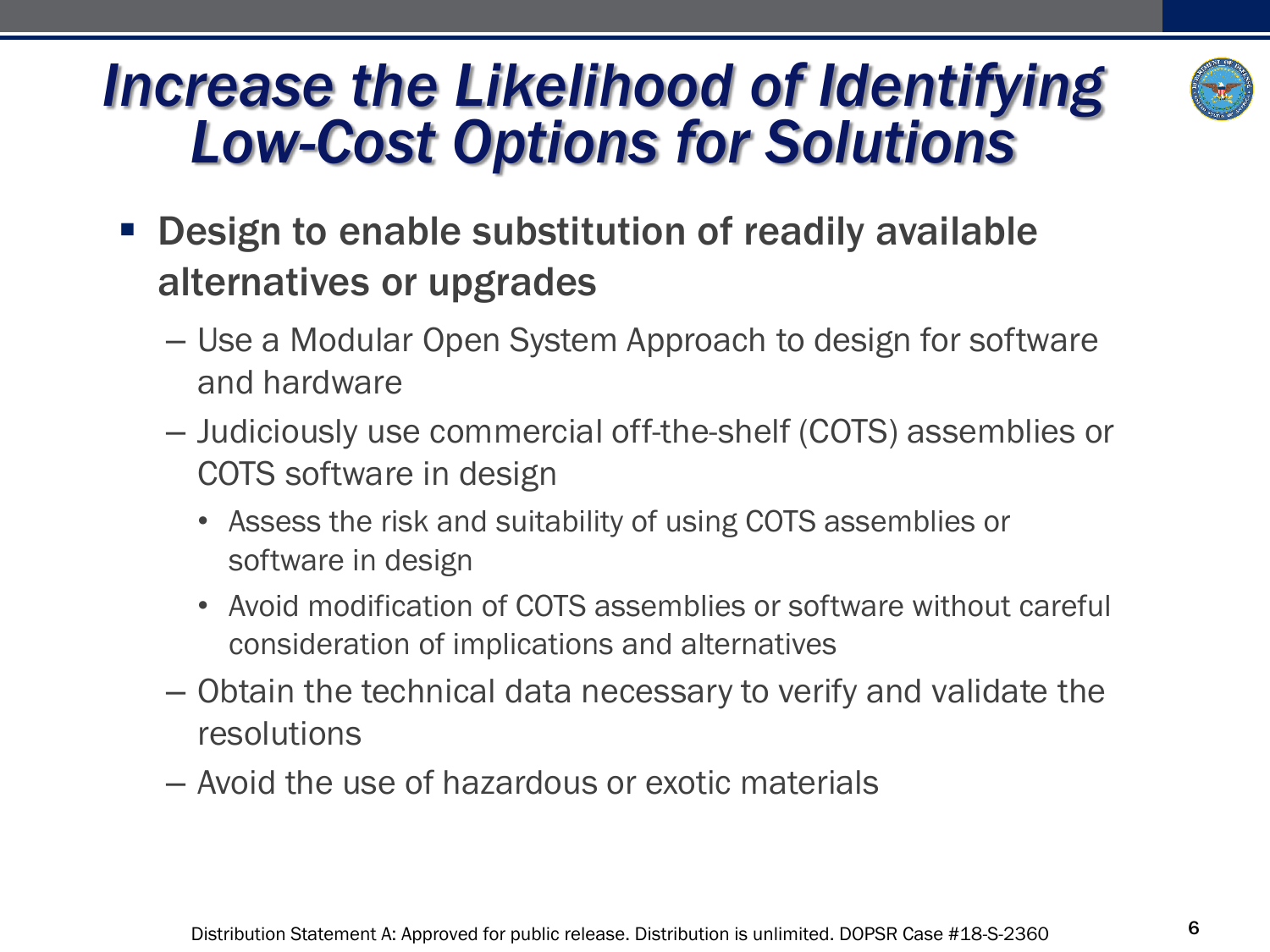# *Increase the Likelihood of Identifying Low-Cost Options for Solutions*

- **Design to enable substitution of readily available alternatives or upgrades**
  - Use a Modular Open System Approach to design for software and hardware
  - Judiciously use commercial off-the-shelf (COTS) assemblies or COTS software in design
    - Assess the risk and suitability of using COTS assemblies or software in design
    - Avoid modification of COTS assemblies or software without careful consideration of implications and alternatives
  - Obtain the technical data necessary to verify and validate the resolutions
  - Avoid the use of hazardous or exotic materials

Distribution Statement A: Approved for public release. Distribution is unlimited. DOPSR Case #18-S-2360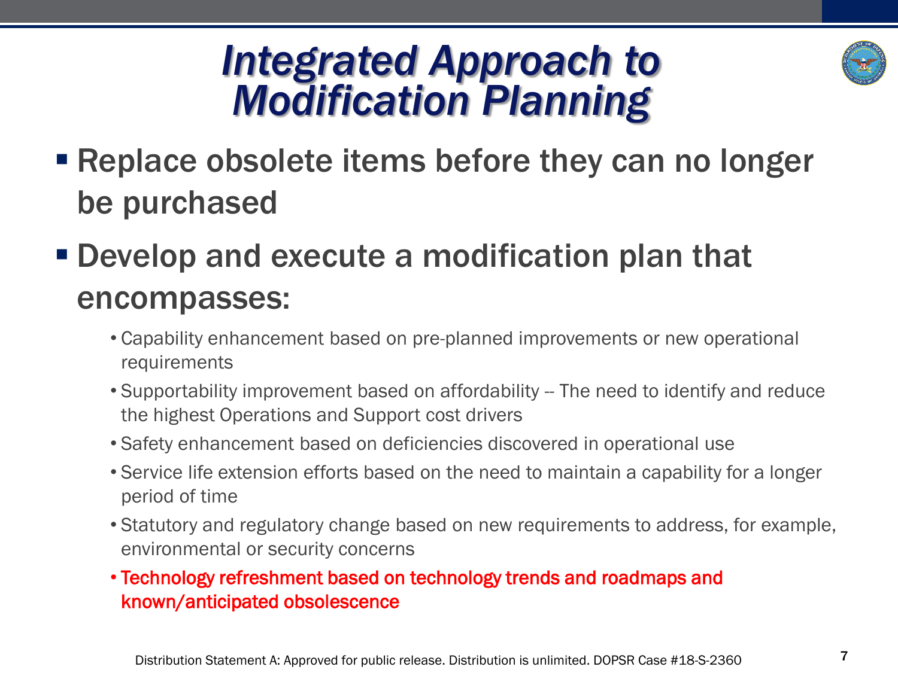# *Integrated Approach to Modification Planning*

- **Replace obsolete items before they can no longer be purchased**
- **Develop and execute a modification plan that encompasses:**
  - Capability enhancement based on pre-planned improvements or new operational requirements
  - Supportability improvement based on affordability -- The need to identify and reduce the highest Operations and Support cost drivers
  - Safety enhancement based on deficiencies discovered in operational use
  - Service life extension efforts based on the need to maintain a capability for a longer period of time
  - Statutory and regulatory change based on new requirements to address, for example, environmental or security concerns
  - Technology refreshment based on technology trends and roadmaps and known/anticipated obsolescence

Distribution Statement A: Approved for public release. Distribution is unlimited. DOPSR Case #18-S-2360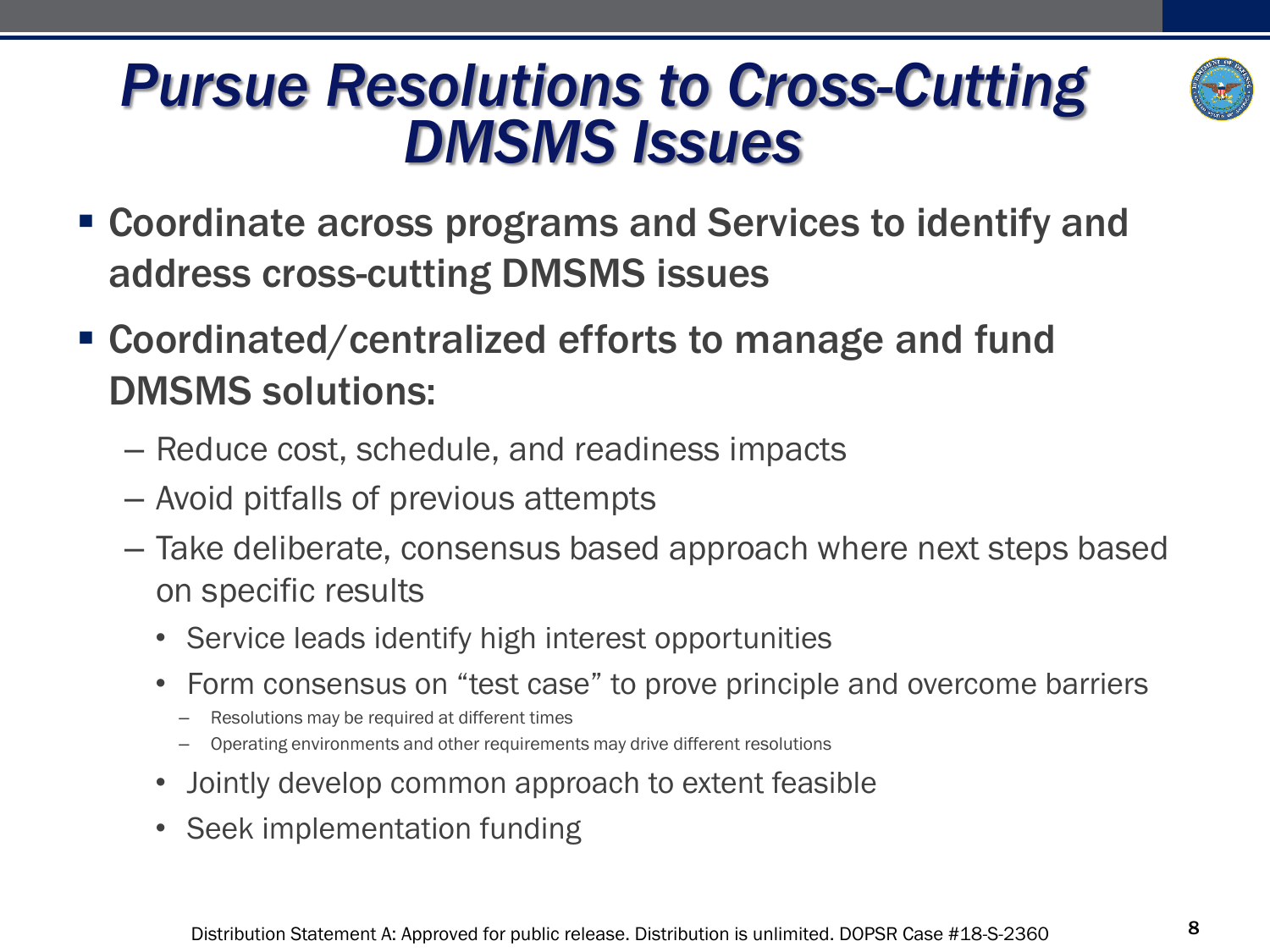# Pursue Resolutions to Cross-Cutting DMSMS Issues

- Coordinate across programs and Services to identify and address cross-cutting DMSMS issues
- Coordinated/centralized efforts to manage and fund DMSMS solutions:
  - Reduce cost, schedule, and readiness impacts
  - Avoid pitfalls of previous attempts
  - Take deliberate, consensus based approach where next steps based on specific results
    - Service leads identify high interest opportunities
    - Form consensus on "test case" to prove principle and overcome barriers
      - Resolutions may be required at different times
      - Operating environments and other requirements may drive different resolutions
    - Jointly develop common approach to extent feasible
    - Seek implementation funding

Distribution Statement A: Approved for public release. Distribution is unlimited. DOPSR Case #18-S-2360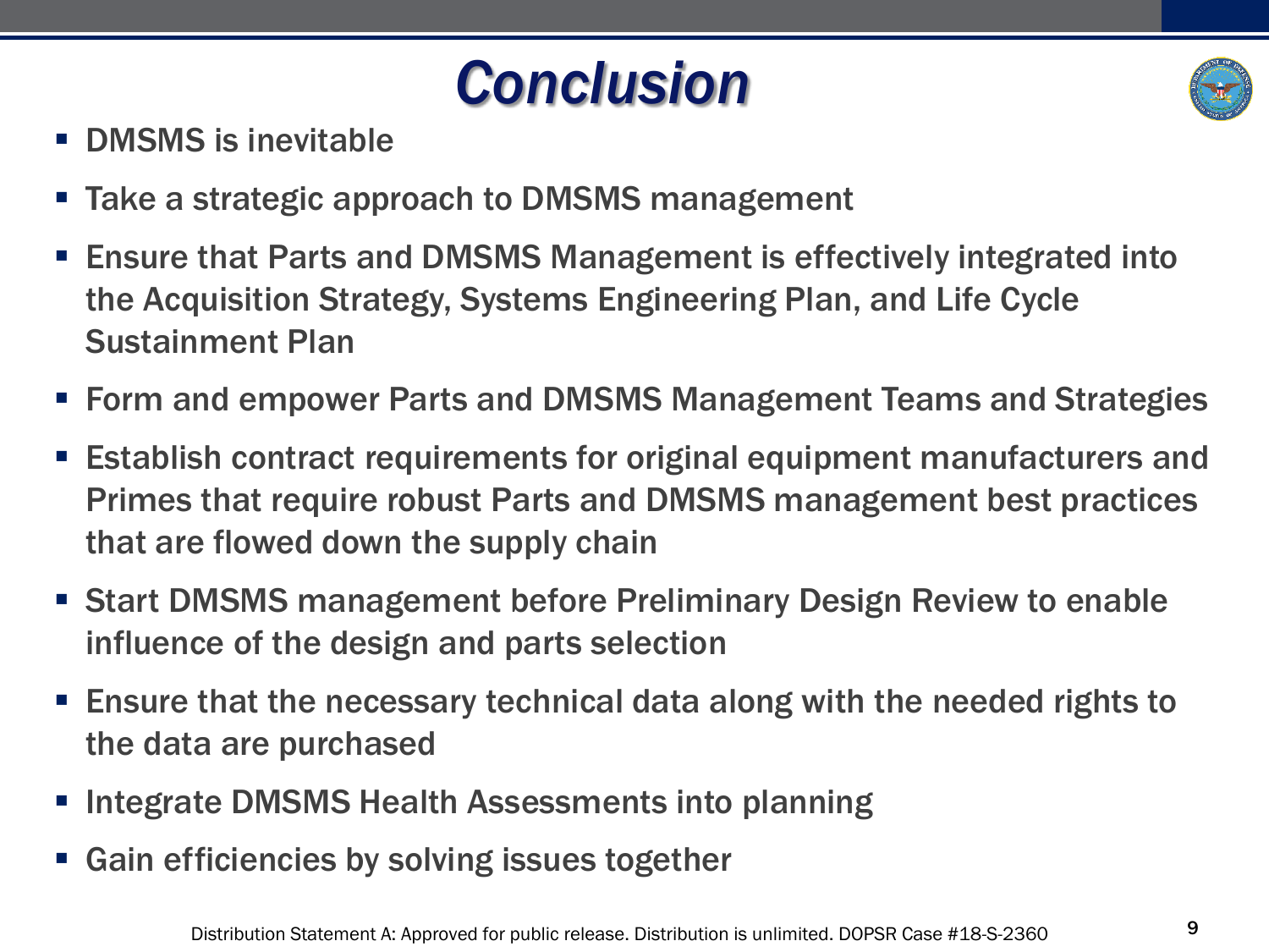# Conclusion

- DMSMS is inevitable
- Take a strategic approach to DMSMS management
- Ensure that Parts and DMSMS Management is effectively integrated into the Acquisition Strategy, Systems Engineering Plan, and Life Cycle Sustainment Plan
- Form and empower Parts and DMSMS Management Teams and Strategies
- Establish contract requirements for original equipment manufacturers and Primes that require robust Parts and DMSMS management best practices that are flowed down the supply chain
- Start DMSMS management before Preliminary Design Review to enable influence of the design and parts selection
- Ensure that the necessary technical data along with the needed rights to the data are purchased
- Integrate DMSMS Health Assessments into planning
- Gain efficiencies by solving issues together

Distribution Statement A: Approved for public release. Distribution is unlimited. DOPSR Case #18-S-2360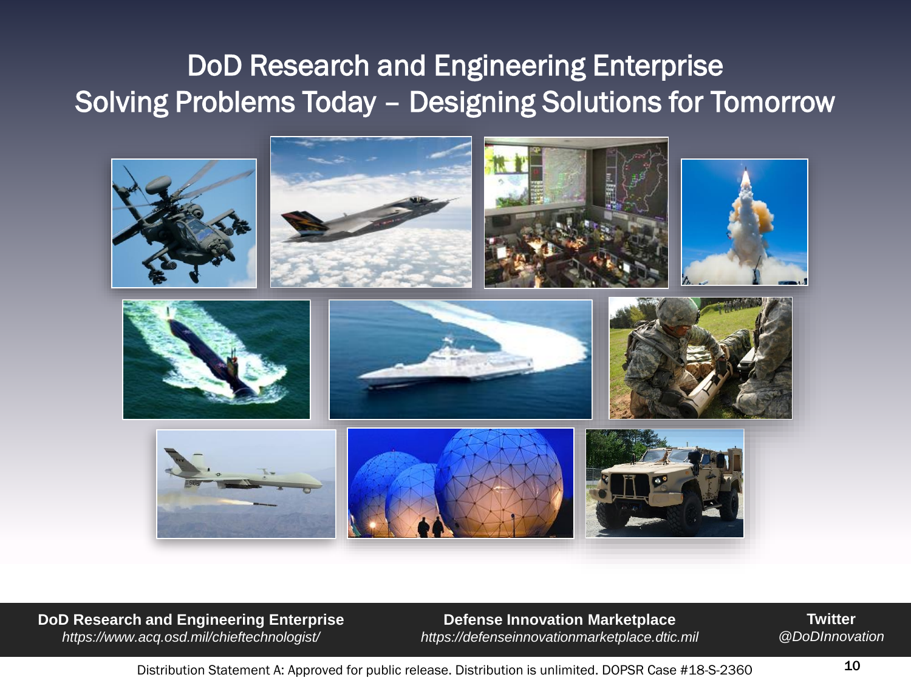# DoD Research and Engineering Enterprise
## Solving Problems Today – Designing Solutions for Tomorrow

**DoD Research and Engineering Enterprise**
*https://www.acq.osd.mil/chieftechnologist/*

**Defense Innovation Marketplace**
*https://defenseinnovationmarketplace.dtic.mil*

**Twitter**
*@DoDInnovation*

Distribution Statement A: Approved for public release. Distribution is unlimited. DOPSR Case #18-S-2360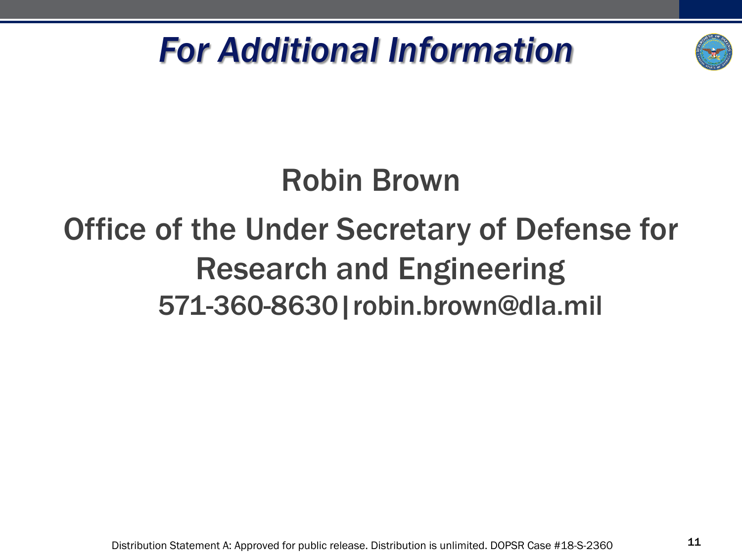# For Additional Information

Robin Brown

Office of the Under Secretary of Defense for Research and Engineering

571-360-8630|robin.brown@dla.mil

Distribution Statement A: Approved for public release. Distribution is unlimited. DOPSR Case #18-S-2360